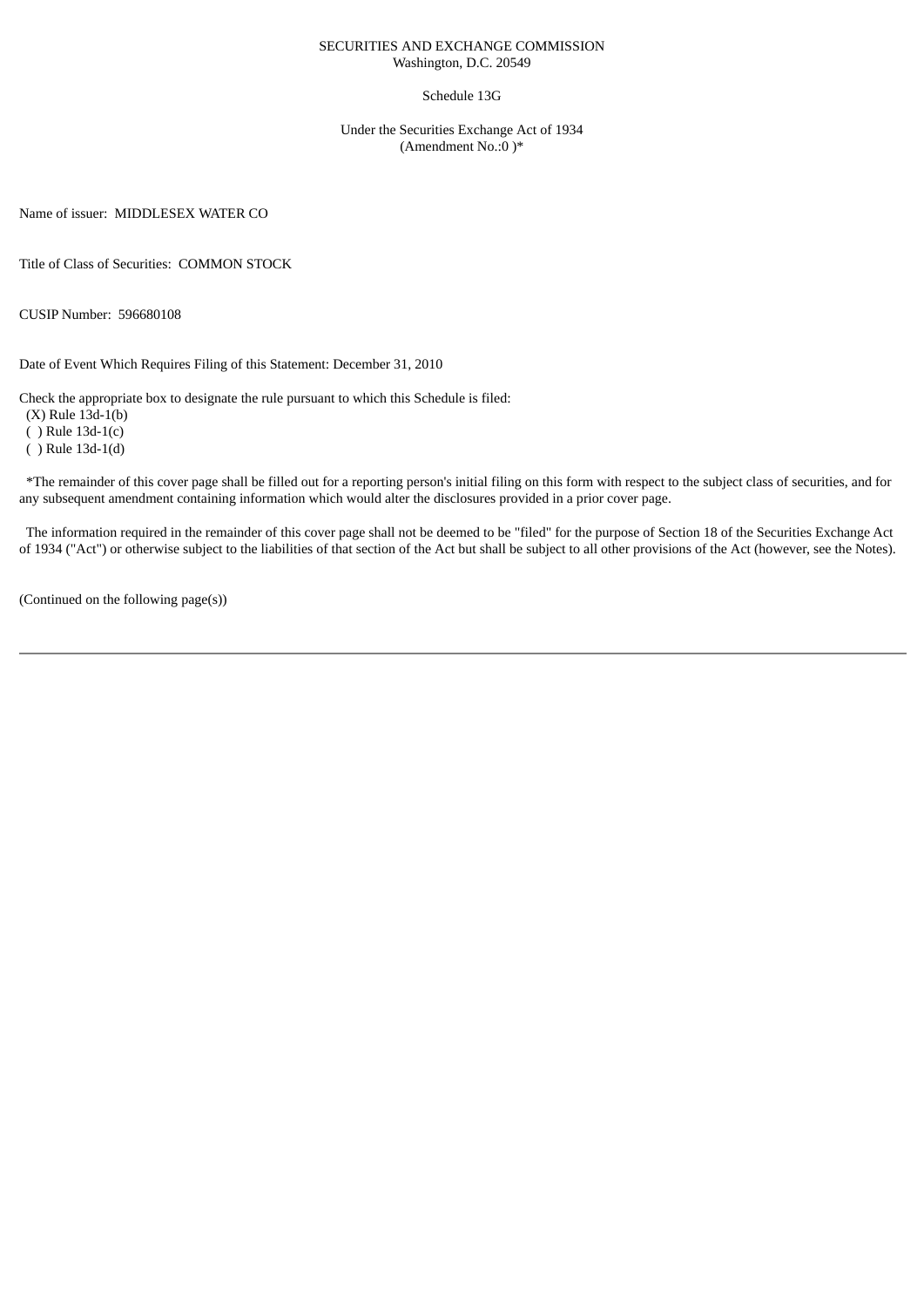SECURITIES AND EXCHANGE COMMISSION
Washington, D.C. 20549

Schedule 13G

Under the Securities Exchange Act of 1934
(Amendment No.:0 )*

Name of issuer: MIDDLESEX WATER CO

Title of Class of Securities: COMMON STOCK

CUSIP Number: 596680108

Date of Event Which Requires Filing of this Statement: December 31, 2010

Check the appropriate box to designate the rule pursuant to which this Schedule is filed:
(X) Rule 13d-1(b)
( ) Rule 13d-1(c)
( ) Rule 13d-1(d)

*The remainder of this cover page shall be filled out for a reporting person's initial filing on this form with respect to the subject class of securities, and for any subsequent amendment containing information which would alter the disclosures provided in a prior cover page.

The information required in the remainder of this cover page shall not be deemed to be "filed" for the purpose of Section 18 of the Securities Exchange Act of 1934 ("Act") or otherwise subject to the liabilities of that section of the Act but shall be subject to all other provisions of the Act (however, see the Notes).

(Continued on the following page(s))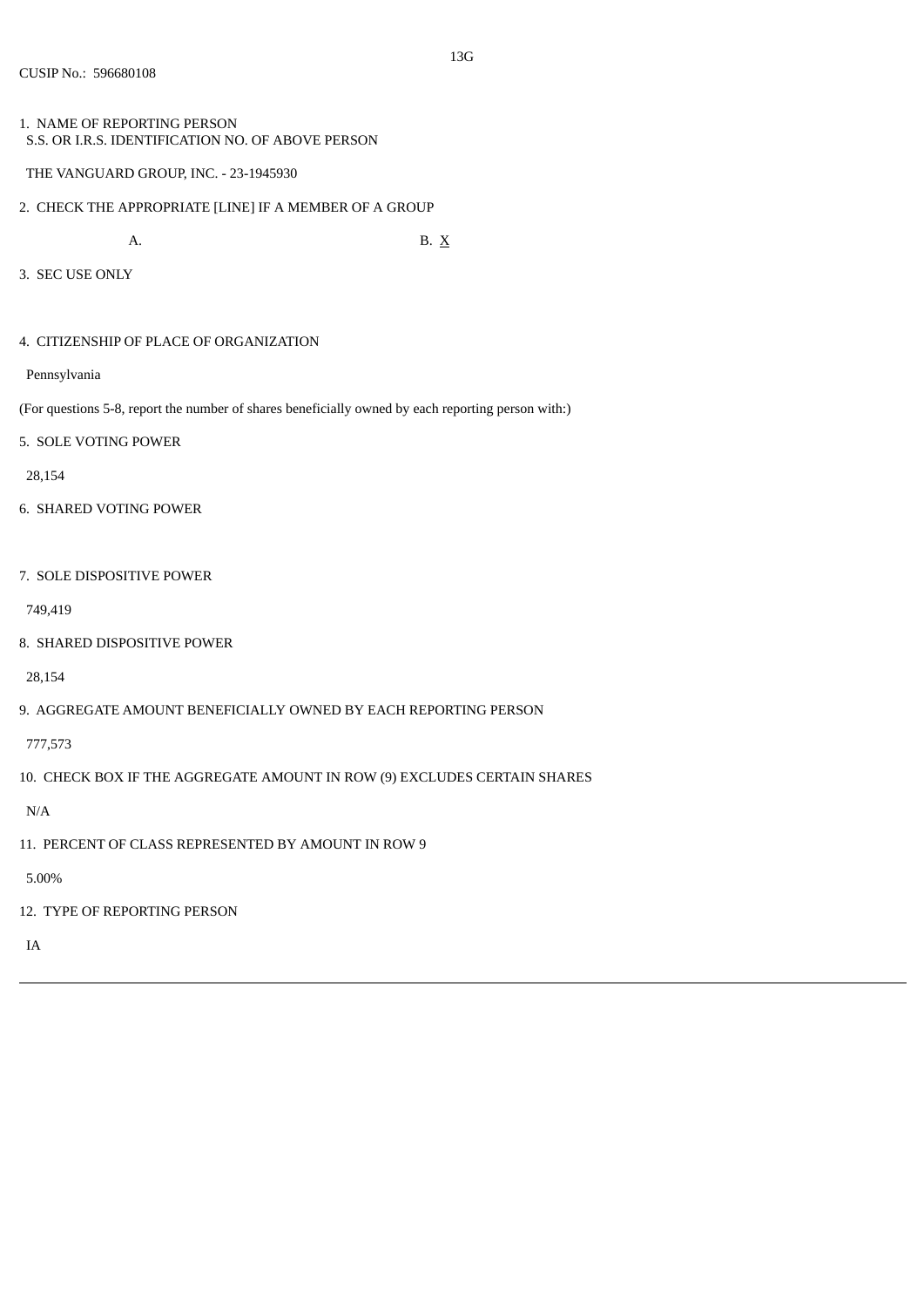13G

CUSIP No.: 596680108

1. NAME OF REPORTING PERSON
   S.S. OR I.R.S. IDENTIFICATION NO. OF ABOVE PERSON

   THE VANGUARD GROUP, INC. - 23-1945930

2. CHECK THE APPROPRIATE [LINE] IF A MEMBER OF A GROUP

   A. B. X

3. SEC USE ONLY

4. CITIZENSHIP OF PLACE OF ORGANIZATION

   Pennsylvania

(For questions 5-8, report the number of shares beneficially owned by each reporting person with:)

5. SOLE VOTING POWER

   28,154

6. SHARED VOTING POWER

7. SOLE DISPOSITIVE POWER

   749,419

8. SHARED DISPOSITIVE POWER

   28,154

9. AGGREGATE AMOUNT BENEFICIALLY OWNED BY EACH REPORTING PERSON

   777,573

10. CHECK BOX IF THE AGGREGATE AMOUNT IN ROW (9) EXCLUDES CERTAIN SHARES

    N/A

11. PERCENT OF CLASS REPRESENTED BY AMOUNT IN ROW 9

    5.00%

12. TYPE OF REPORTING PERSON

    IA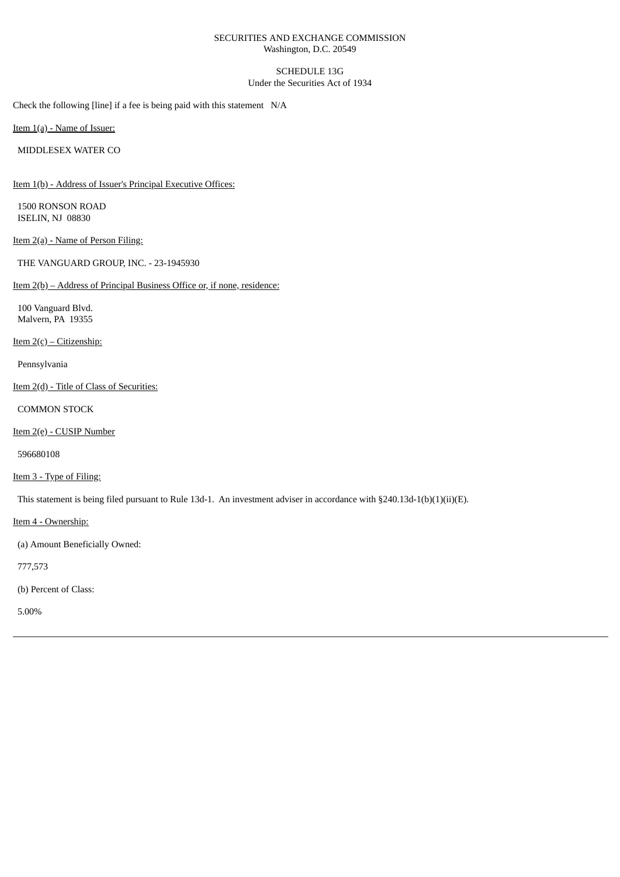SECURITIES AND EXCHANGE COMMISSION
Washington, D.C. 20549

SCHEDULE 13G
Under the Securities Act of 1934

Check the following [line] if a fee is being paid with this statement   N/A

Item 1(a) - Name of Issuer:

MIDDLESEX WATER CO

Item 1(b) - Address of Issuer's Principal Executive Offices:

1500 RONSON ROAD
ISELIN, NJ  08830

Item 2(a) - Name of Person Filing:

THE VANGUARD GROUP, INC. - 23-1945930

Item 2(b) – Address of Principal Business Office or, if none, residence:

100 Vanguard Blvd.
Malvern, PA  19355

Item 2(c) – Citizenship:

Pennsylvania

Item 2(d) - Title of Class of Securities:

COMMON STOCK

Item 2(e) - CUSIP Number

596680108

Item 3 - Type of Filing:

This statement is being filed pursuant to Rule 13d-1.  An investment adviser in accordance with §240.13d-1(b)(1)(ii)(E).

Item 4 - Ownership:

(a) Amount Beneficially Owned:

777,573

(b) Percent of Class:

5.00%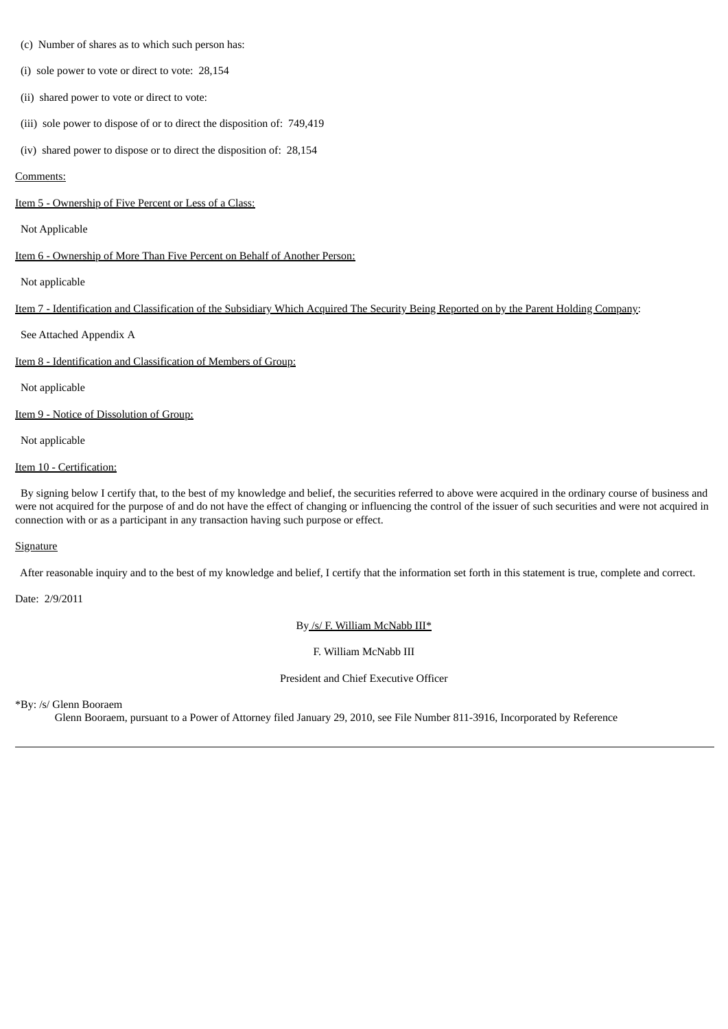(c) Number of shares as to which such person has:

(i) sole power to vote or direct to vote: 28,154

(ii) shared power to vote or direct to vote:

(iii) sole power to dispose of or to direct the disposition of: 749,419

(iv) shared power to dispose or to direct the disposition of: 28,154

Comments:

Item 5 - Ownership of Five Percent or Less of a Class:

Not Applicable

Item 6 - Ownership of More Than Five Percent on Behalf of Another Person:

Not applicable

Item 7 - Identification and Classification of the Subsidiary Which Acquired The Security Being Reported on by the Parent Holding Company:

See Attached Appendix A

Item 8 - Identification and Classification of Members of Group:

Not applicable

Item 9 - Notice of Dissolution of Group:

Not applicable

Item 10 - Certification:

By signing below I certify that, to the best of my knowledge and belief, the securities referred to above were acquired in the ordinary course of business and were not acquired for the purpose of and do not have the effect of changing or influencing the control of the issuer of such securities and were not acquired in connection with or as a participant in any transaction having such purpose or effect.

Signature

After reasonable inquiry and to the best of my knowledge and belief, I certify that the information set forth in this statement is true, complete and correct.

Date: 2/9/2011

By /s/ F. William McNabb III*

F. William McNabb III

President and Chief Executive Officer

*By: /s/ Glenn Booraem

Glenn Booraem, pursuant to a Power of Attorney filed January 29, 2010, see File Number 811-3916, Incorporated by Reference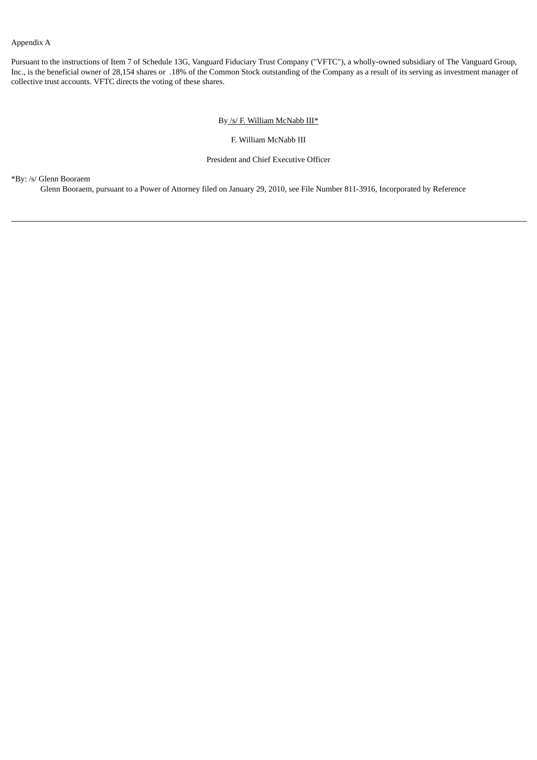Appendix A

Pursuant to the instructions of Item 7 of Schedule 13G, Vanguard Fiduciary Trust Company ("VFTC"), a wholly-owned subsidiary of The Vanguard Group, Inc., is the beneficial owner of 28,154 shares or .18% of the Common Stock outstanding of the Company as a result of its serving as investment manager of collective trust accounts. VFTC directs the voting of these shares.

By /s/ F. William McNabb III*

F. William McNabb III

President and Chief Executive Officer

*By: /s/ Glenn Booraem

Glenn Booraem, pursuant to a Power of Attorney filed on January 29, 2010, see File Number 811-3916, Incorporated by Reference

---